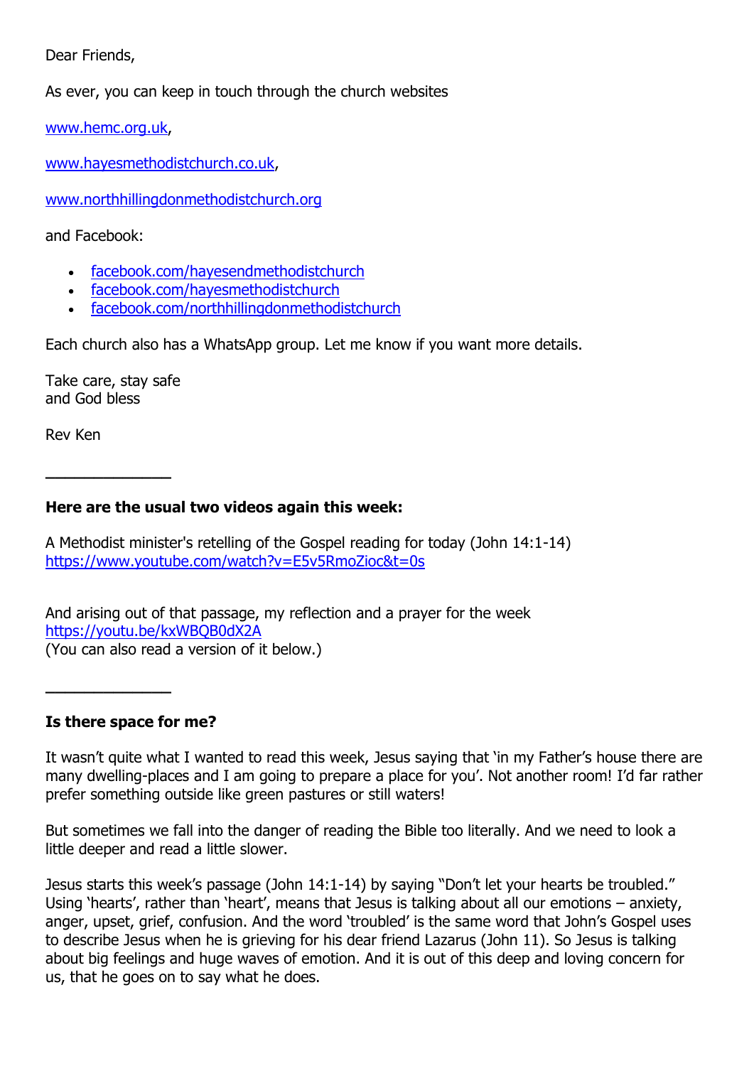Dear Friends,

As ever, you can keep in touch through the church websites

www.hemc.org.uk,

www.hayesmethodistchurch.co.uk,

www.northhillingdonmethodistchurch.org

and Facebook:

- facebook.com/hayesendmethodistchurch
- facebook.com/hayesmethodistchurch
- facebook.com/northhillingdonmethodistchurch

Each church also has a WhatsApp group. Let me know if you want more details.

Take care, stay safe
and God bless

Rev Ken

---

**Here are the usual two videos again this week:**

A Methodist minister's retelling of the Gospel reading for today (John 14:1-14)
https://www.youtube.com/watch?v=E5v5RmoZioc&t=0s

And arising out of that passage, my reflection and a prayer for the week
https://youtu.be/kxWBQB0dX2A
(You can also read a version of it below.)

---

**Is there space for me?**

It wasn't quite what I wanted to read this week, Jesus saying that 'in my Father's house there are many dwelling-places and I am going to prepare a place for you'. Not another room! I'd far rather prefer something outside like green pastures or still waters!

But sometimes we fall into the danger of reading the Bible too literally. And we need to look a little deeper and read a little slower.

Jesus starts this week's passage (John 14:1-14) by saying "Don't let your hearts be troubled." Using 'hearts', rather than 'heart', means that Jesus is talking about all our emotions – anxiety, anger, upset, grief, confusion. And the word 'troubled' is the same word that John's Gospel uses to describe Jesus when he is grieving for his dear friend Lazarus (John 11). So Jesus is talking about big feelings and huge waves of emotion. And it is out of this deep and loving concern for us, that he goes on to say what he does.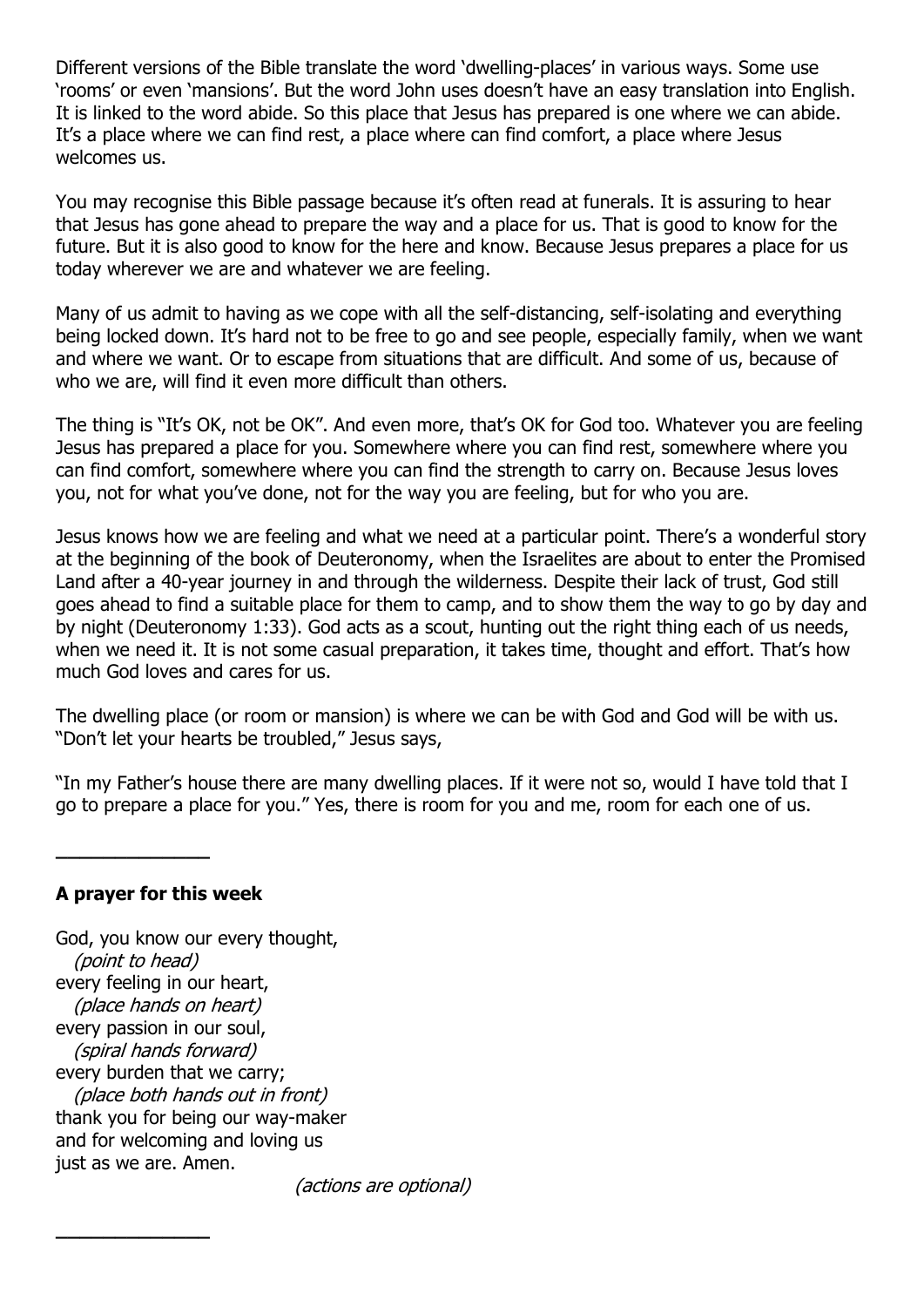Different versions of the Bible translate the word 'dwelling-places' in various ways. Some use 'rooms' or even 'mansions'. But the word John uses doesn't have an easy translation into English. It is linked to the word abide. So this place that Jesus has prepared is one where we can abide. It's a place where we can find rest, a place where can find comfort, a place where Jesus welcomes us.

You may recognise this Bible passage because it's often read at funerals. It is assuring to hear that Jesus has gone ahead to prepare the way and a place for us. That is good to know for the future. But it is also good to know for the here and know. Because Jesus prepares a place for us today wherever we are and whatever we are feeling.

Many of us admit to having as we cope with all the self-distancing, self-isolating and everything being locked down. It's hard not to be free to go and see people, especially family, when we want and where we want. Or to escape from situations that are difficult. And some of us, because of who we are, will find it even more difficult than others.

The thing is "It's OK, not be OK". And even more, that's OK for God too. Whatever you are feeling Jesus has prepared a place for you. Somewhere where you can find rest, somewhere where you can find comfort, somewhere where you can find the strength to carry on. Because Jesus loves you, not for what you've done, not for the way you are feeling, but for who you are.

Jesus knows how we are feeling and what we need at a particular point. There's a wonderful story at the beginning of the book of Deuteronomy, when the Israelites are about to enter the Promised Land after a 40-year journey in and through the wilderness. Despite their lack of trust, God still goes ahead to find a suitable place for them to camp, and to show them the way to go by day and by night (Deuteronomy 1:33). God acts as a scout, hunting out the right thing each of us needs, when we need it. It is not some casual preparation, it takes time, thought and effort. That's how much God loves and cares for us.

The dwelling place (or room or mansion) is where we can be with God and God will be with us. "Don't let your hearts be troubled," Jesus says,

"In my Father's house there are many dwelling places. If it were not so, would I have told that I go to prepare a place for you." Yes, there is room for you and me, room for each one of us.

---

**A prayer for this week**

God, you know our every thought,
*(point to head)*
every feeling in our heart,
*(place hands on heart)*
every passion in our soul,
*(spiral hands forward)*
every burden that we carry;
*(place both hands out in front)*
thank you for being our way-maker
and for welcoming and loving us
just as we are. Amen.

*(actions are optional)*

---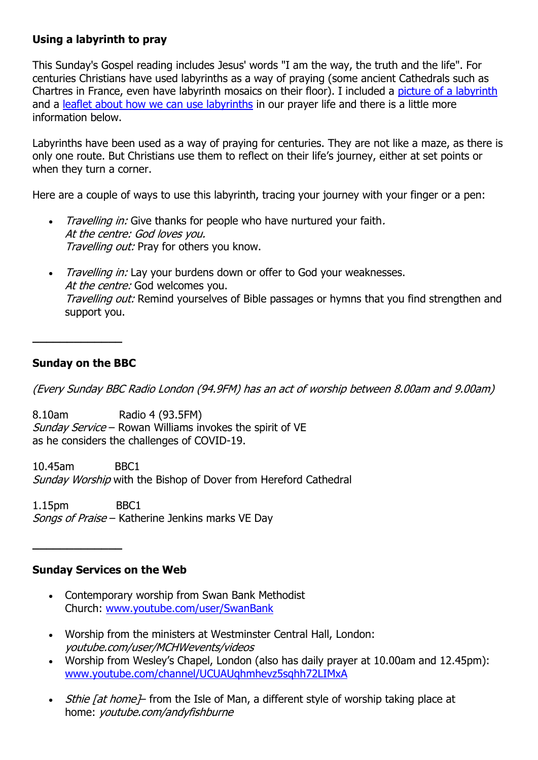**Using a labyrinth to pray**

This Sunday's Gospel reading includes Jesus' words "I am the way, the truth and the life". For centuries Christians have used labyrinths as a way of praying (some ancient Cathedrals such as Chartres in France, even have labyrinth mosaics on their floor). I included a picture of a labyrinth and a leaflet about how we can use labyrinths in our prayer life and there is a little more information below.

Labyrinths have been used as a way of praying for centuries. They are not like a maze, as there is only one route. But Christians use them to reflect on their life's journey, either at set points or when they turn a corner.

Here are a couple of ways to use this labyrinth, tracing your journey with your finger or a pen:

- *Travelling in:* Give thanks for people who have nurtured your faith*.*
  *At the centre: God loves you.*
  *Travelling out:* Pray for others you know.

- *Travelling in:* Lay your burdens down or offer to God your weaknesses.
  *At the centre:* God welcomes you.
  *Travelling out:* Remind yourselves of Bible passages or hymns that you find strengthen and support you.

---

**Sunday on the BBC**

*(Every Sunday BBC Radio London (94.9FM) has an act of worship between 8.00am and 9.00am)*

8.10am Radio 4 (93.5FM)
*Sunday Service* – Rowan Williams invokes the spirit of VE as he considers the challenges of COVID-19.

10.45am BBC1
*Sunday Worship* with the Bishop of Dover from Hereford Cathedral

1.15pm BBC1
*Songs of Praise* – Katherine Jenkins marks VE Day

---

**Sunday Services on the Web**

- Contemporary worship from Swan Bank Methodist Church: www.youtube.com/user/SwanBank

- Worship from the ministers at Westminster Central Hall, London: *youtube.com/user/MCHWevents/videos*
- Worship from Wesley's Chapel, London (also has daily prayer at 10.00am and 12.45pm): www.youtube.com/channel/UCUAUqhmhevz5sqhh72LIMxA

- *Sthie [at home]*– from the Isle of Man, a different style of worship taking place at home: *youtube.com/andyfishburne*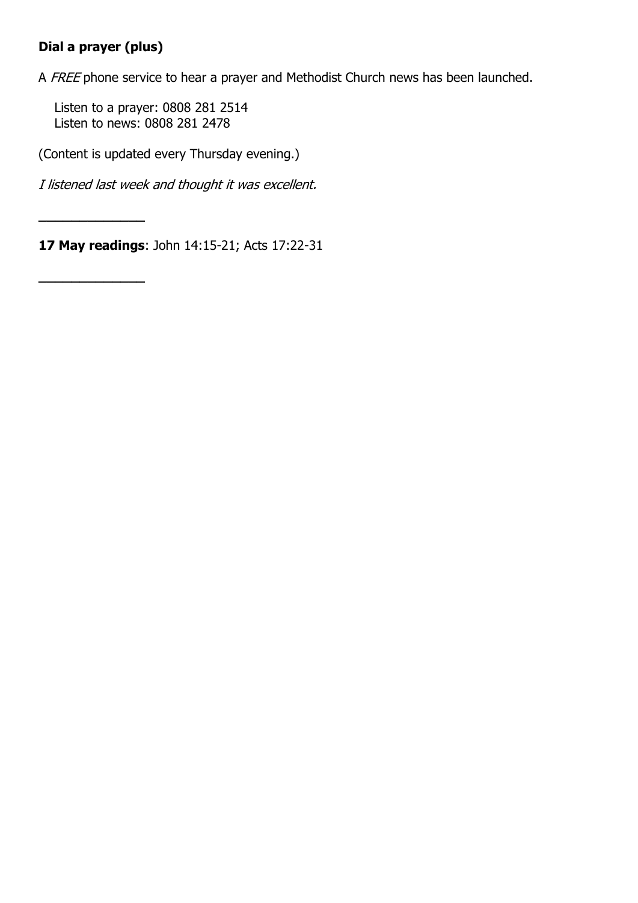**Dial a prayer (plus)**

A *FREE* phone service to hear a prayer and Methodist Church news has been launched.

Listen to a prayer: 0808 281 2514
Listen to news: 0808 281 2478

(Content is updated every Thursday evening.)

*I listened last week and thought it was excellent.*

---

**17 May readings**: John 14:15-21; Acts 17:22-31

---